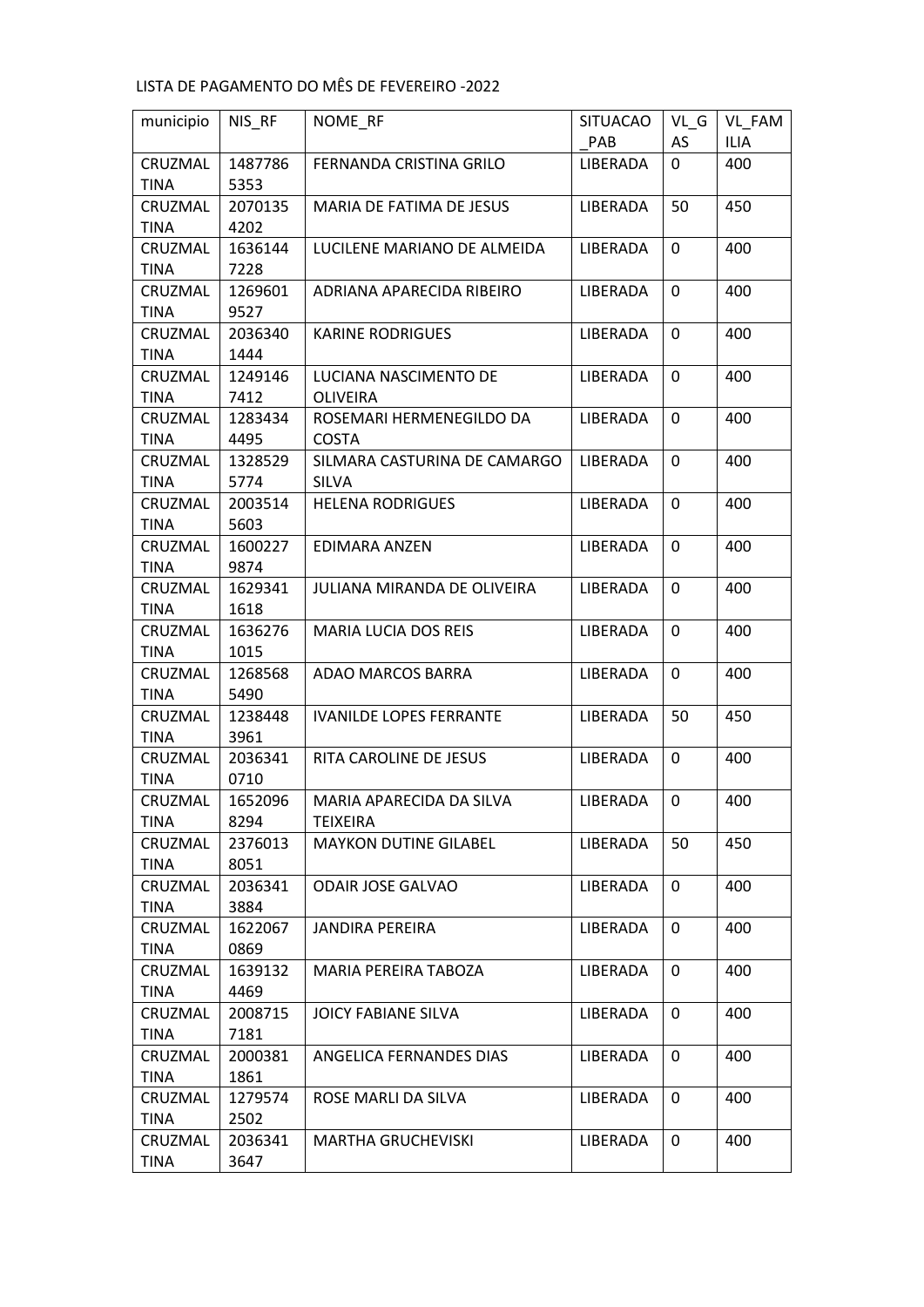LISTA DE PAGAMENTO DO MÊS DE FEVEREIRO -2022

| municipio | NIS_RF | NOME_RF | SITUACAO_PAB | VL_GAS | VL_FAMILIA |
|---|---|---|---|---|---|
| CRUZMALTINA | 14877865353 | FERNANDA CRISTINA GRILO | LIBERADA | 0 | 400 |
| CRUZMALTINA | 20701354202 | MARIA DE FATIMA DE JESUS | LIBERADA | 50 | 450 |
| CRUZMALTINA | 16361447228 | LUCILENE MARIANO DE ALMEIDA | LIBERADA | 0 | 400 |
| CRUZMALTINA | 12696019527 | ADRIANA APARECIDA RIBEIRO | LIBERADA | 0 | 400 |
| CRUZMALTINA | 20363401444 | KARINE RODRIGUES | LIBERADA | 0 | 400 |
| CRUZMALTINA | 12491467412 | LUCIANA NASCIMENTO DE OLIVEIRA | LIBERADA | 0 | 400 |
| CRUZMALTINA | 12834344495 | ROSEMARI HERMENEGILDO DA COSTA | LIBERADA | 0 | 400 |
| CRUZMALTINA | 13285295774 | SILMARA CASTURINA DE CAMARGO SILVA | LIBERADA | 0 | 400 |
| CRUZMALTINA | 20035145603 | HELENA RODRIGUES | LIBERADA | 0 | 400 |
| CRUZMALTINA | 16002279874 | EDIMARA ANZEN | LIBERADA | 0 | 400 |
| CRUZMALTINA | 16293411618 | JULIANA MIRANDA DE OLIVEIRA | LIBERADA | 0 | 400 |
| CRUZMALTINA | 16362761015 | MARIA LUCIA DOS REIS | LIBERADA | 0 | 400 |
| CRUZMALTINA | 12685685490 | ADAO MARCOS BARRA | LIBERADA | 0 | 400 |
| CRUZMALTINA | 12384483961 | IVANILDE LOPES FERRANTE | LIBERADA | 50 | 450 |
| CRUZMALTINA | 20363410710 | RITA CAROLINE DE JESUS | LIBERADA | 0 | 400 |
| CRUZMALTINA | 16520968294 | MARIA APARECIDA DA SILVA TEIXEIRA | LIBERADA | 0 | 400 |
| CRUZMALTINA | 23760138051 | MAYKON DUTINE GILABEL | LIBERADA | 50 | 450 |
| CRUZMALTINA | 20363413884 | ODAIR JOSE GALVAO | LIBERADA | 0 | 400 |
| CRUZMALTINA | 16220670869 | JANDIRA PEREIRA | LIBERADA | 0 | 400 |
| CRUZMALTINA | 16391324469 | MARIA PEREIRA TABOZA | LIBERADA | 0 | 400 |
| CRUZMALTINA | 20087157181 | JOICY FABIANE SILVA | LIBERADA | 0 | 400 |
| CRUZMALTINA | 20003811861 | ANGELICA FERNANDES DIAS | LIBERADA | 0 | 400 |
| CRUZMALTINA | 12795742502 | ROSE MARLI DA SILVA | LIBERADA | 0 | 400 |
| CRUZMALTINA | 20363413647 | MARTHA GRUCHEVISKI | LIBERADA | 0 | 400 |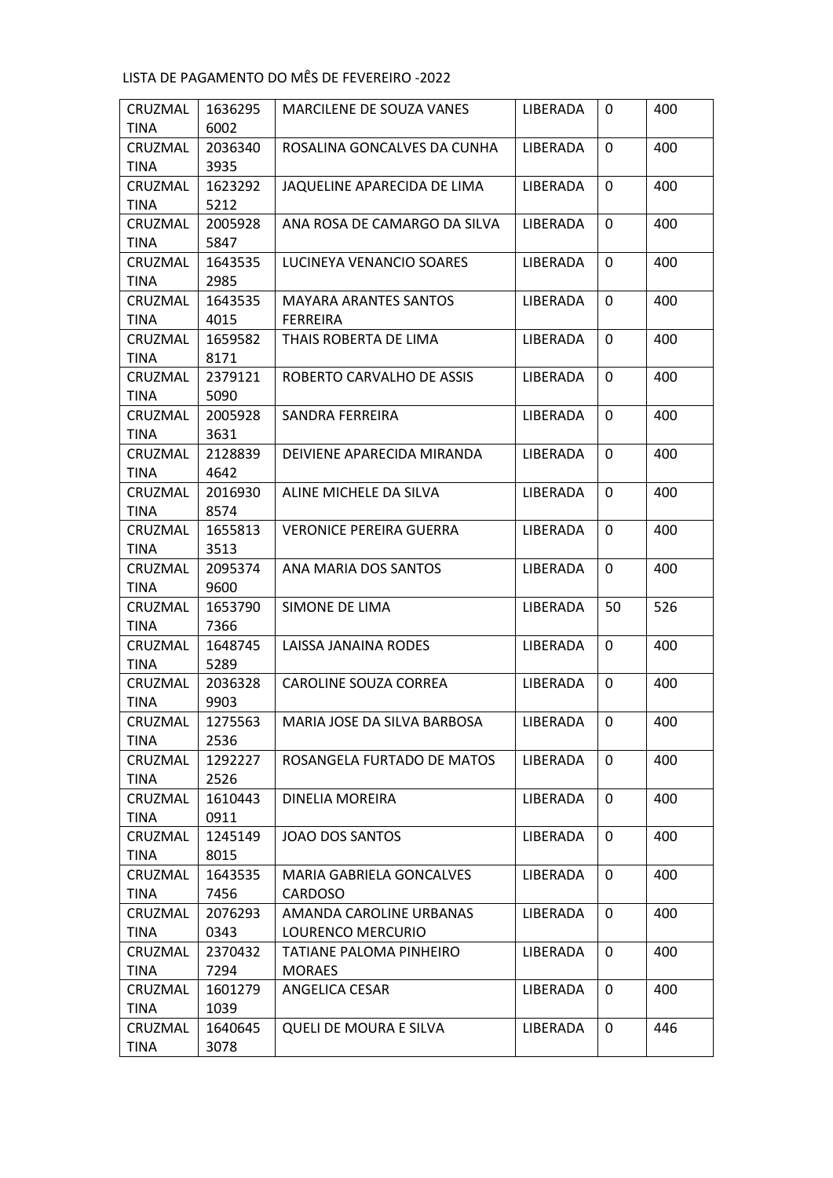LISTA DE PAGAMENTO DO MÊS DE FEVEREIRO -2022

| | | | | | |
|---|---|---|---|---|---|
| CRUZMAL TINA | 16362956002 | MARCILENE DE SOUZA VANES | LIBERADA | 0 | 400 |
| CRUZMAL TINA | 20363403935 | ROSALINA GONCALVES DA CUNHA | LIBERADA | 0 | 400 |
| CRUZMAL TINA | 16232925212 | JAQUELINE APARECIDA DE LIMA | LIBERADA | 0 | 400 |
| CRUZMAL TINA | 20059285847 | ANA ROSA DE CAMARGO DA SILVA | LIBERADA | 0 | 400 |
| CRUZMAL TINA | 16435352985 | LUCINEYA VENANCIO SOARES | LIBERADA | 0 | 400 |
| CRUZMAL TINA | 16435354015 | MAYARA ARANTES SANTOS FERREIRA | LIBERADA | 0 | 400 |
| CRUZMAL TINA | 16595828171 | THAIS ROBERTA DE LIMA | LIBERADA | 0 | 400 |
| CRUZMAL TINA | 23791215090 | ROBERTO CARVALHO DE ASSIS | LIBERADA | 0 | 400 |
| CRUZMAL TINA | 20059283631 | SANDRA FERREIRA | LIBERADA | 0 | 400 |
| CRUZMAL TINA | 21288394642 | DEIVIENE APARECIDA MIRANDA | LIBERADA | 0 | 400 |
| CRUZMAL TINA | 20169308574 | ALINE MICHELE DA SILVA | LIBERADA | 0 | 400 |
| CRUZMAL TINA | 16558133513 | VERONICE PEREIRA GUERRA | LIBERADA | 0 | 400 |
| CRUZMAL TINA | 20953749600 | ANA MARIA DOS SANTOS | LIBERADA | 0 | 400 |
| CRUZMAL TINA | 16537907366 | SIMONE DE LIMA | LIBERADA | 50 | 526 |
| CRUZMAL TINA | 16487455289 | LAISSA JANAINA RODES | LIBERADA | 0 | 400 |
| CRUZMAL TINA | 20363289903 | CAROLINE SOUZA CORREA | LIBERADA | 0 | 400 |
| CRUZMAL TINA | 12755632536 | MARIA JOSE DA SILVA BARBOSA | LIBERADA | 0 | 400 |
| CRUZMAL TINA | 12922272526 | ROSANGELA FURTADO DE MATOS | LIBERADA | 0 | 400 |
| CRUZMAL TINA | 16104430911 | DINELIA MOREIRA | LIBERADA | 0 | 400 |
| CRUZMAL TINA | 12451498015 | JOAO DOS SANTOS | LIBERADA | 0 | 400 |
| CRUZMAL TINA | 16435357456 | MARIA GABRIELA GONCALVES CARDOSO | LIBERADA | 0 | 400 |
| CRUZMAL TINA | 20762930343 | AMANDA CAROLINE URBANAS LOURENCO MERCURIO | LIBERADA | 0 | 400 |
| CRUZMAL TINA | 23704327294 | TATIANE PALOMA PINHEIRO MORAES | LIBERADA | 0 | 400 |
| CRUZMAL TINA | 16012791039 | ANGELICA CESAR | LIBERADA | 0 | 400 |
| CRUZMAL TINA | 16406453078 | QUELI DE MOURA E SILVA | LIBERADA | 0 | 446 |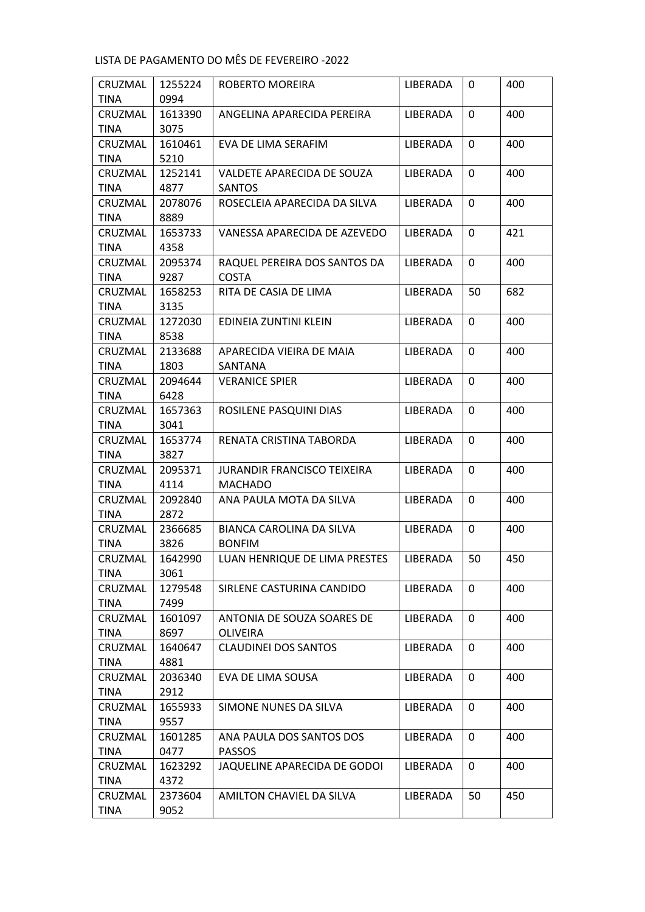LISTA DE PAGAMENTO DO MÊS DE FEVEREIRO -2022

| | | | | | |
|---|---|---|---|---|---|
| CRUZMALTINA | 12552240994 | ROBERTO MOREIRA | LIBERADA | 0 | 400 |
| CRUZMALTINA | 16133903075 | ANGELINA APARECIDA PEREIRA | LIBERADA | 0 | 400 |
| CRUZMALTINA | 16104615210 | EVA DE LIMA SERAFIM | LIBERADA | 0 | 400 |
| CRUZMALTINA | 12521414877 | VALDETE APARECIDA DE SOUZA SANTOS | LIBERADA | 0 | 400 |
| CRUZMALTINA | 20780768889 | ROSECLEIA APARECIDA DA SILVA | LIBERADA | 0 | 400 |
| CRUZMALTINA | 16537334358 | VANESSA APARECIDA DE AZEVEDO | LIBERADA | 0 | 421 |
| CRUZMALTINA | 20953749287 | RAQUEL PEREIRA DOS SANTOS DA COSTA | LIBERADA | 0 | 400 |
| CRUZMALTINA | 16582533135 | RITA DE CASIA DE LIMA | LIBERADA | 50 | 682 |
| CRUZMALTINA | 12720308538 | EDINEIA ZUNTINI KLEIN | LIBERADA | 0 | 400 |
| CRUZMALTINA | 21336881803 | APARECIDA VIEIRA DE MAIA SANTANA | LIBERADA | 0 | 400 |
| CRUZMALTINA | 20946446428 | VERANICE SPIER | LIBERADA | 0 | 400 |
| CRUZMALTINA | 16573633041 | ROSILENE PASQUINI DIAS | LIBERADA | 0 | 400 |
| CRUZMALTINA | 16537743827 | RENATA CRISTINA TABORDA | LIBERADA | 0 | 400 |
| CRUZMALTINA | 20953714114 | JURANDIR FRANCISCO TEIXEIRA MACHADO | LIBERADA | 0 | 400 |
| CRUZMALTINA | 20928402872 | ANA PAULA MOTA DA SILVA | LIBERADA | 0 | 400 |
| CRUZMALTINA | 23666853826 | BIANCA CAROLINA DA SILVA BONFIM | LIBERADA | 0 | 400 |
| CRUZMALTINA | 16429903061 | LUAN HENRIQUE DE LIMA PRESTES | LIBERADA | 50 | 450 |
| CRUZMALTINA | 12795487499 | SIRLENE CASTURINA CANDIDO | LIBERADA | 0 | 400 |
| CRUZMALTINA | 16010978697 | ANTONIA DE SOUZA SOARES DE OLIVEIRA | LIBERADA | 0 | 400 |
| CRUZMALTINA | 16406474881 | CLAUDINEI DOS SANTOS | LIBERADA | 0 | 400 |
| CRUZMALTINA | 20363402912 | EVA DE LIMA SOUSA | LIBERADA | 0 | 400 |
| CRUZMALTINA | 16559339557 | SIMONE NUNES DA SILVA | LIBERADA | 0 | 400 |
| CRUZMALTINA | 16012850477 | ANA PAULA DOS SANTOS DOS PASSOS | LIBERADA | 0 | 400 |
| CRUZMALTINA | 16232924372 | JAQUELINE APARECIDA DE GODOI | LIBERADA | 0 | 400 |
| CRUZMALTINA | 23736049052 | AMILTON CHAVIEL DA SILVA | LIBERADA | 50 | 450 |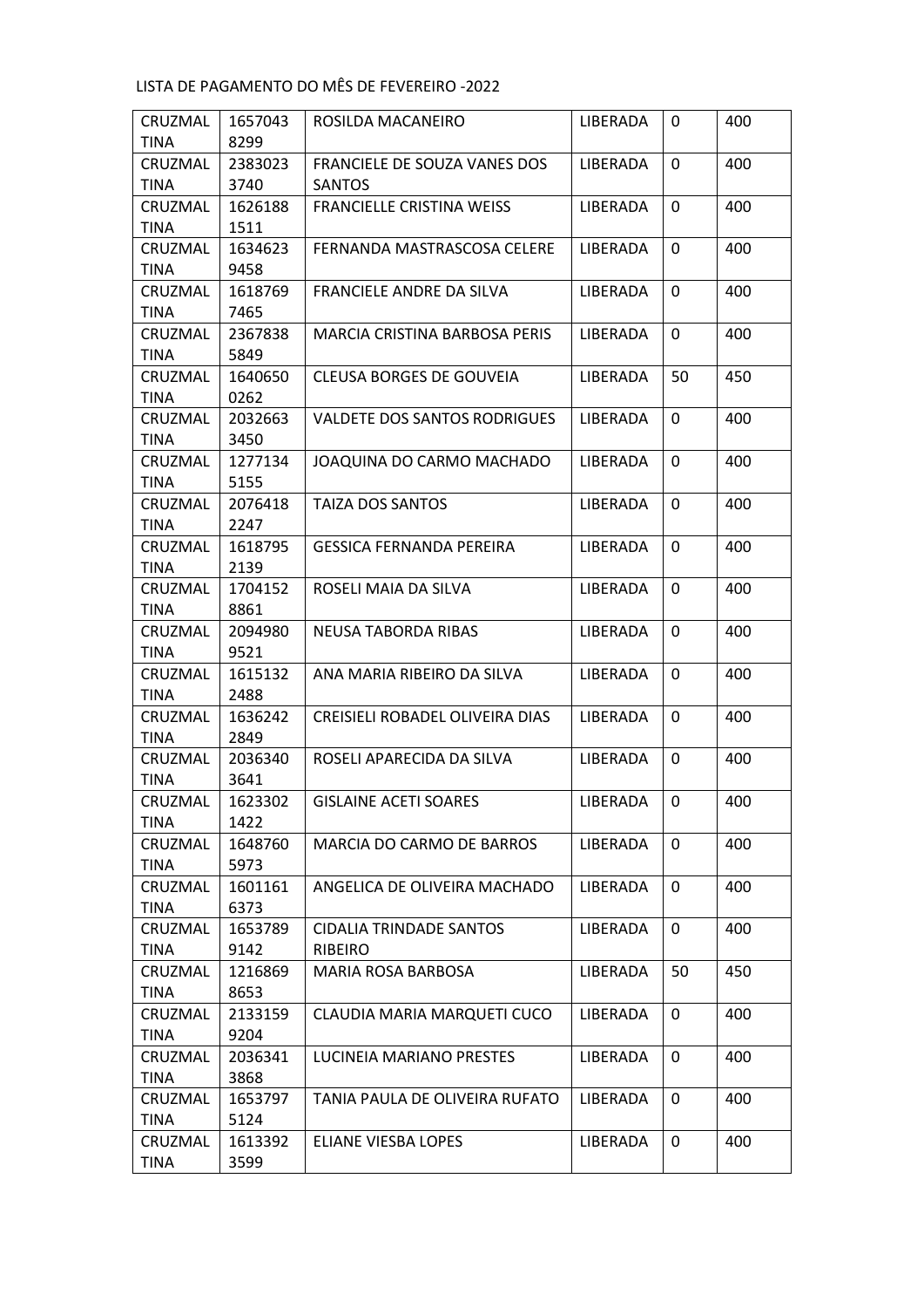LISTA DE PAGAMENTO DO MÊS DE FEVEREIRO -2022

| | | | | | |
|---|---|---|---|---|---|
| CRUZMALTINA | 16570438299 | ROSILDA MACANEIRO | LIBERADA | 0 | 400 |
| CRUZMALTINA | 23830233740 | FRANCIELE DE SOUZA VANES DOS SANTOS | LIBERADA | 0 | 400 |
| CRUZMALTINA | 16261881511 | FRANCIELLE CRISTINA WEISS | LIBERADA | 0 | 400 |
| CRUZMALTINA | 16346239458 | FERNANDA MASTRASCOSA CELERE | LIBERADA | 0 | 400 |
| CRUZMALTINA | 16187697465 | FRANCIELE ANDRE DA SILVA | LIBERADA | 0 | 400 |
| CRUZMALTINA | 23678385849 | MARCIA CRISTINA BARBOSA PERIS | LIBERADA | 0 | 400 |
| CRUZMALTINA | 16406500262 | CLEUSA BORGES DE GOUVEIA | LIBERADA | 50 | 450 |
| CRUZMALTINA | 20326633450 | VALDETE DOS SANTOS RODRIGUES | LIBERADA | 0 | 400 |
| CRUZMALTINA | 12771345155 | JOAQUINA DO CARMO MACHADO | LIBERADA | 0 | 400 |
| CRUZMALTINA | 20764182247 | TAIZA DOS SANTOS | LIBERADA | 0 | 400 |
| CRUZMALTINA | 16187952139 | GESSICA FERNANDA PEREIRA | LIBERADA | 0 | 400 |
| CRUZMALTINA | 17041528861 | ROSELI MAIA DA SILVA | LIBERADA | 0 | 400 |
| CRUZMALTINA | 20949809521 | NEUSA TABORDA RIBAS | LIBERADA | 0 | 400 |
| CRUZMALTINA | 16151322488 | ANA MARIA RIBEIRO DA SILVA | LIBERADA | 0 | 400 |
| CRUZMALTINA | 16362422849 | CREISIELI ROBADEL OLIVEIRA DIAS | LIBERADA | 0 | 400 |
| CRUZMALTINA | 20363403641 | ROSELI APARECIDA DA SILVA | LIBERADA | 0 | 400 |
| CRUZMALTINA | 16233021422 | GISLAINE ACETI SOARES | LIBERADA | 0 | 400 |
| CRUZMALTINA | 16487605973 | MARCIA DO CARMO DE BARROS | LIBERADA | 0 | 400 |
| CRUZMALTINA | 16011616373 | ANGELICA DE OLIVEIRA MACHADO | LIBERADA | 0 | 400 |
| CRUZMALTINA | 16537899142 | CIDALIA TRINDADE SANTOS RIBEIRO | LIBERADA | 0 | 400 |
| CRUZMALTINA | 12168698653 | MARIA ROSA BARBOSA | LIBERADA | 50 | 450 |
| CRUZMALTINA | 21331599204 | CLAUDIA MARIA MARQUETI CUCO | LIBERADA | 0 | 400 |
| CRUZMALTINA | 20363413868 | LUCINEIA MARIANO PRESTES | LIBERADA | 0 | 400 |
| CRUZMALTINA | 16537975124 | TANIA PAULA DE OLIVEIRA RUFATO | LIBERADA | 0 | 400 |
| CRUZMALTINA | 16133923599 | ELIANE VIESBA LOPES | LIBERADA | 0 | 400 |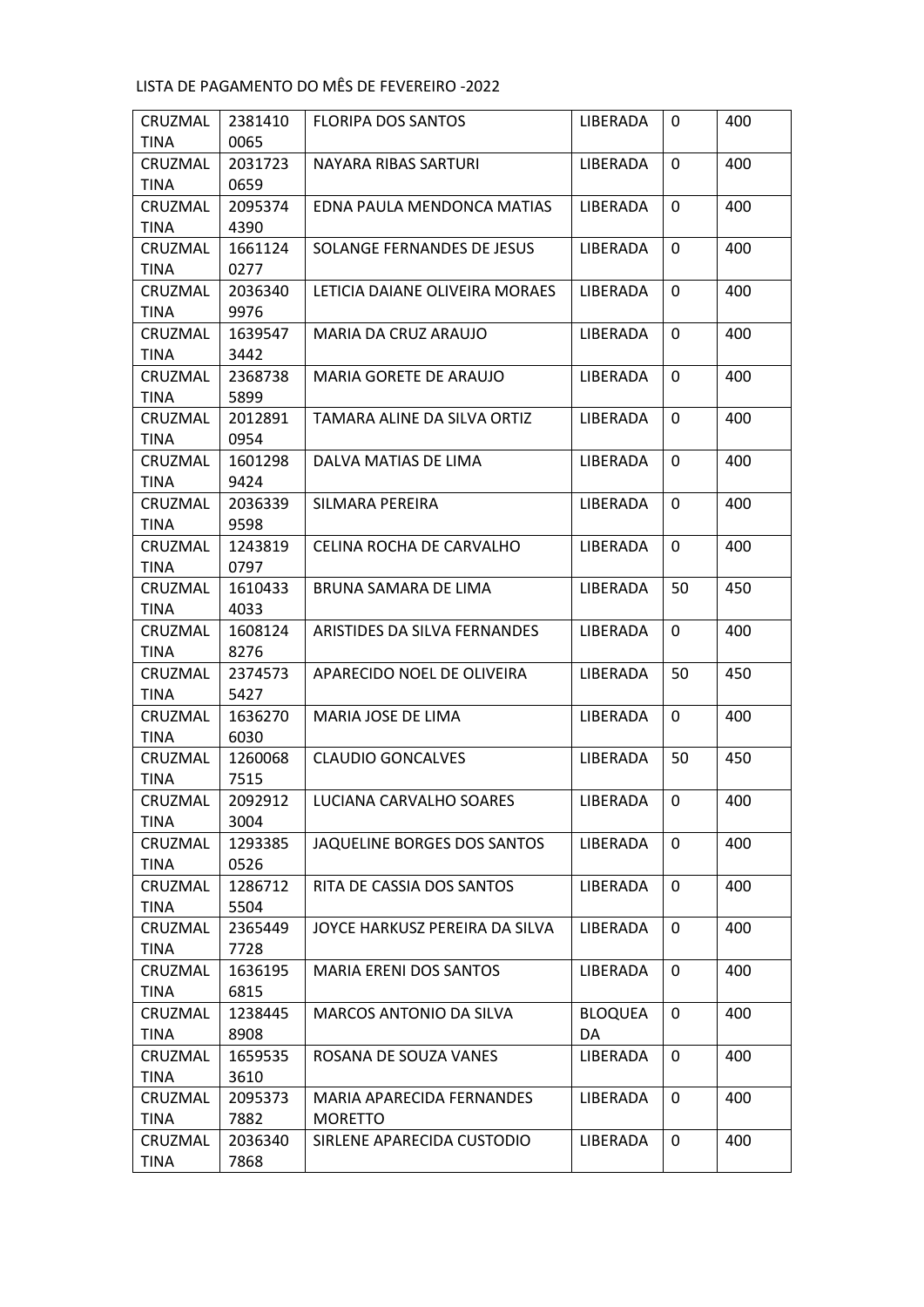LISTA DE PAGAMENTO DO MÊS DE FEVEREIRO -2022

| | | | | | |
|---|---|---|---|---|---|
| CRUZMALTINA | 23814100065 | FLORIPA DOS SANTOS | LIBERADA | 0 | 400 |
| CRUZMALTINA | 20317230659 | NAYARA RIBAS SARTURI | LIBERADA | 0 | 400 |
| CRUZMALTINA | 20953744390 | EDNA PAULA MENDONCA MATIAS | LIBERADA | 0 | 400 |
| CRUZMALTINA | 16611240277 | SOLANGE FERNANDES DE JESUS | LIBERADA | 0 | 400 |
| CRUZMALTINA | 20363409976 | LETICIA DAIANE OLIVEIRA MORAES | LIBERADA | 0 | 400 |
| CRUZMALTINA | 16395473442 | MARIA DA CRUZ ARAUJO | LIBERADA | 0 | 400 |
| CRUZMALTINA | 23687385899 | MARIA GORETE DE ARAUJO | LIBERADA | 0 | 400 |
| CRUZMALTINA | 20128910954 | TAMARA ALINE DA SILVA ORTIZ | LIBERADA | 0 | 400 |
| CRUZMALTINA | 16012989424 | DALVA MATIAS DE LIMA | LIBERADA | 0 | 400 |
| CRUZMALTINA | 20363399598 | SILMARA PEREIRA | LIBERADA | 0 | 400 |
| CRUZMALTINA | 12438190797 | CELINA ROCHA DE CARVALHO | LIBERADA | 0 | 400 |
| CRUZMALTINA | 16104334033 | BRUNA SAMARA DE LIMA | LIBERADA | 50 | 450 |
| CRUZMALTINA | 16081248276 | ARISTIDES DA SILVA FERNANDES | LIBERADA | 0 | 400 |
| CRUZMALTINA | 23745735427 | APARECIDO NOEL DE OLIVEIRA | LIBERADA | 50 | 450 |
| CRUZMALTINA | 16362706030 | MARIA JOSE DE LIMA | LIBERADA | 0 | 400 |
| CRUZMALTINA | 12600687515 | CLAUDIO GONCALVES | LIBERADA | 50 | 450 |
| CRUZMALTINA | 20929123004 | LUCIANA CARVALHO SOARES | LIBERADA | 0 | 400 |
| CRUZMALTINA | 12933850526 | JAQUELINE BORGES DOS SANTOS | LIBERADA | 0 | 400 |
| CRUZMALTINA | 12867125504 | RITA DE CASSIA DOS SANTOS | LIBERADA | 0 | 400 |
| CRUZMALTINA | 23654497728 | JOYCE HARKUSZ PEREIRA DA SILVA | LIBERADA | 0 | 400 |
| CRUZMALTINA | 16361956815 | MARIA ERENI DOS SANTOS | LIBERADA | 0 | 400 |
| CRUZMALTINA | 12384458908 | MARCOS ANTONIO DA SILVA | BLOQUEADA | 0 | 400 |
| CRUZMALTINA | 16595353610 | ROSANA DE SOUZA VANES | LIBERADA | 0 | 400 |
| CRUZMALTINA | 20953737882 | MARIA APARECIDA FERNANDES MORETTO | LIBERADA | 0 | 400 |
| CRUZMALTINA | 20363407868 | SIRLENE APARECIDA CUSTODIO | LIBERADA | 0 | 400 |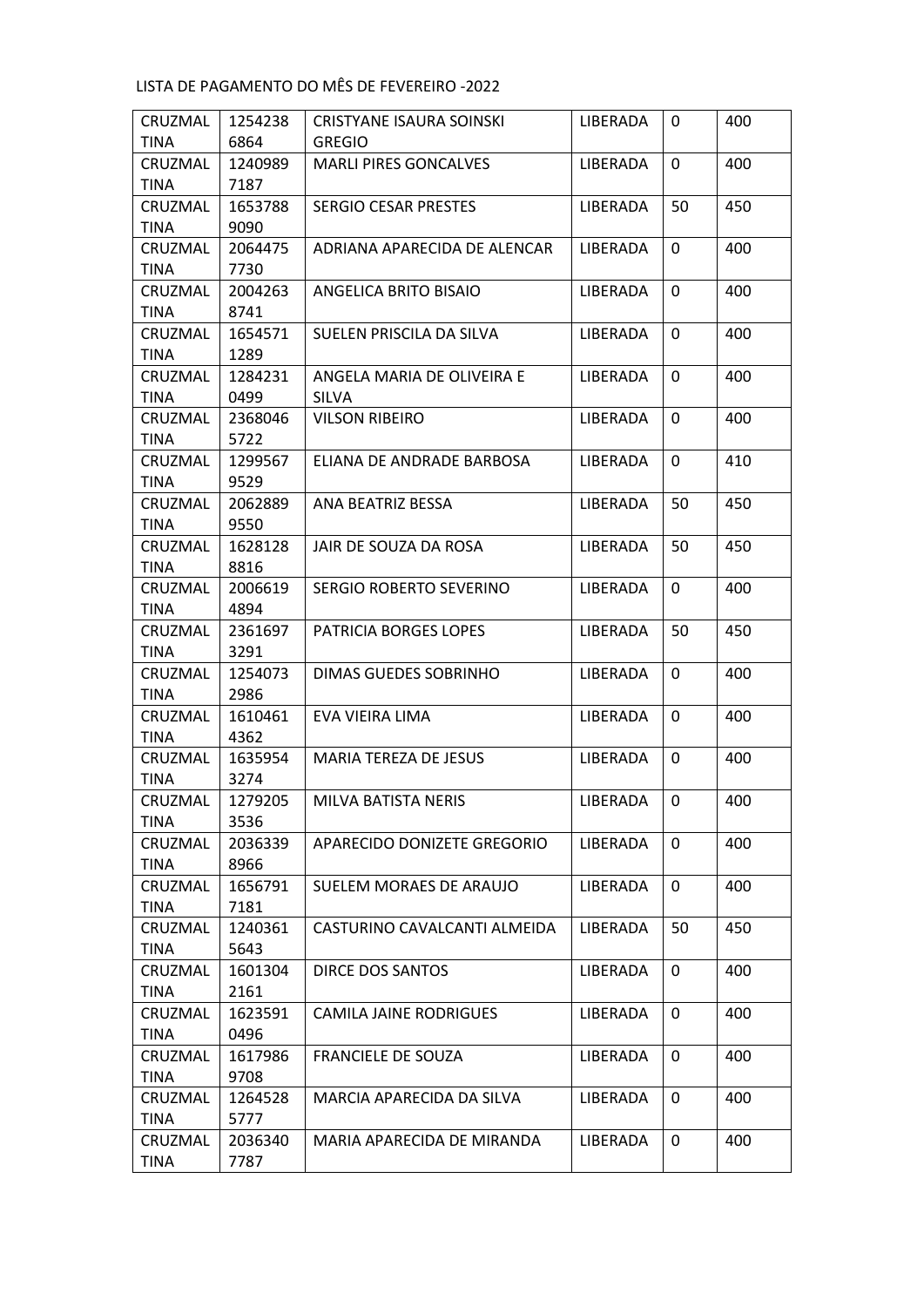LISTA DE PAGAMENTO DO MÊS DE FEVEREIRO -2022

| | | | | | |
|---|---|---|---|---|---|
| CRUZMALTINA | 12542386864 | CRISTYANE ISAURA SOINSKI GREGIO | LIBERADA | 0 | 400 |
| CRUZMALTINA | 12409897187 | MARLI PIRES GONCALVES | LIBERADA | 0 | 400 |
| CRUZMALTINA | 16537889090 | SERGIO CESAR PRESTES | LIBERADA | 50 | 450 |
| CRUZMALTINA | 20644757730 | ADRIANA APARECIDA DE ALENCAR | LIBERADA | 0 | 400 |
| CRUZMALTINA | 20042638741 | ANGELICA BRITO BISAIO | LIBERADA | 0 | 400 |
| CRUZMALTINA | 16545711289 | SUELEN PRISCILA DA SILVA | LIBERADA | 0 | 400 |
| CRUZMALTINA | 12842310499 | ANGELA MARIA DE OLIVEIRA E SILVA | LIBERADA | 0 | 400 |
| CRUZMALTINA | 23680465722 | VILSON RIBEIRO | LIBERADA | 0 | 400 |
| CRUZMALTINA | 12995679529 | ELIANA DE ANDRADE BARBOSA | LIBERADA | 0 | 410 |
| CRUZMALTINA | 20628899550 | ANA BEATRIZ BESSA | LIBERADA | 50 | 450 |
| CRUZMALTINA | 16281288816 | JAIR DE SOUZA DA ROSA | LIBERADA | 50 | 450 |
| CRUZMALTINA | 20066194894 | SERGIO ROBERTO SEVERINO | LIBERADA | 0 | 400 |
| CRUZMALTINA | 23616973291 | PATRICIA BORGES LOPES | LIBERADA | 50 | 450 |
| CRUZMALTINA | 12540732986 | DIMAS GUEDES SOBRINHO | LIBERADA | 0 | 400 |
| CRUZMALTINA | 16104614362 | EVA VIEIRA LIMA | LIBERADA | 0 | 400 |
| CRUZMALTINA | 16359543274 | MARIA TEREZA DE JESUS | LIBERADA | 0 | 400 |
| CRUZMALTINA | 12792053536 | MILVA BATISTA NERIS | LIBERADA | 0 | 400 |
| CRUZMALTINA | 20363398966 | APARECIDO DONIZETE GREGORIO | LIBERADA | 0 | 400 |
| CRUZMALTINA | 16567917181 | SUELEM MORAES DE ARAUJO | LIBERADA | 0 | 400 |
| CRUZMALTINA | 12403615643 | CASTURINO CAVALCANTI ALMEIDA | LIBERADA | 50 | 450 |
| CRUZMALTINA | 16013042161 | DIRCE DOS SANTOS | LIBERADA | 0 | 400 |
| CRUZMALTINA | 16235910496 | CAMILA JAINE RODRIGUES | LIBERADA | 0 | 400 |
| CRUZMALTINA | 16179869708 | FRANCIELE DE SOUZA | LIBERADA | 0 | 400 |
| CRUZMALTINA | 12645285777 | MARCIA APARECIDA DA SILVA | LIBERADA | 0 | 400 |
| CRUZMALTINA | 20363407787 | MARIA APARECIDA DE MIRANDA | LIBERADA | 0 | 400 |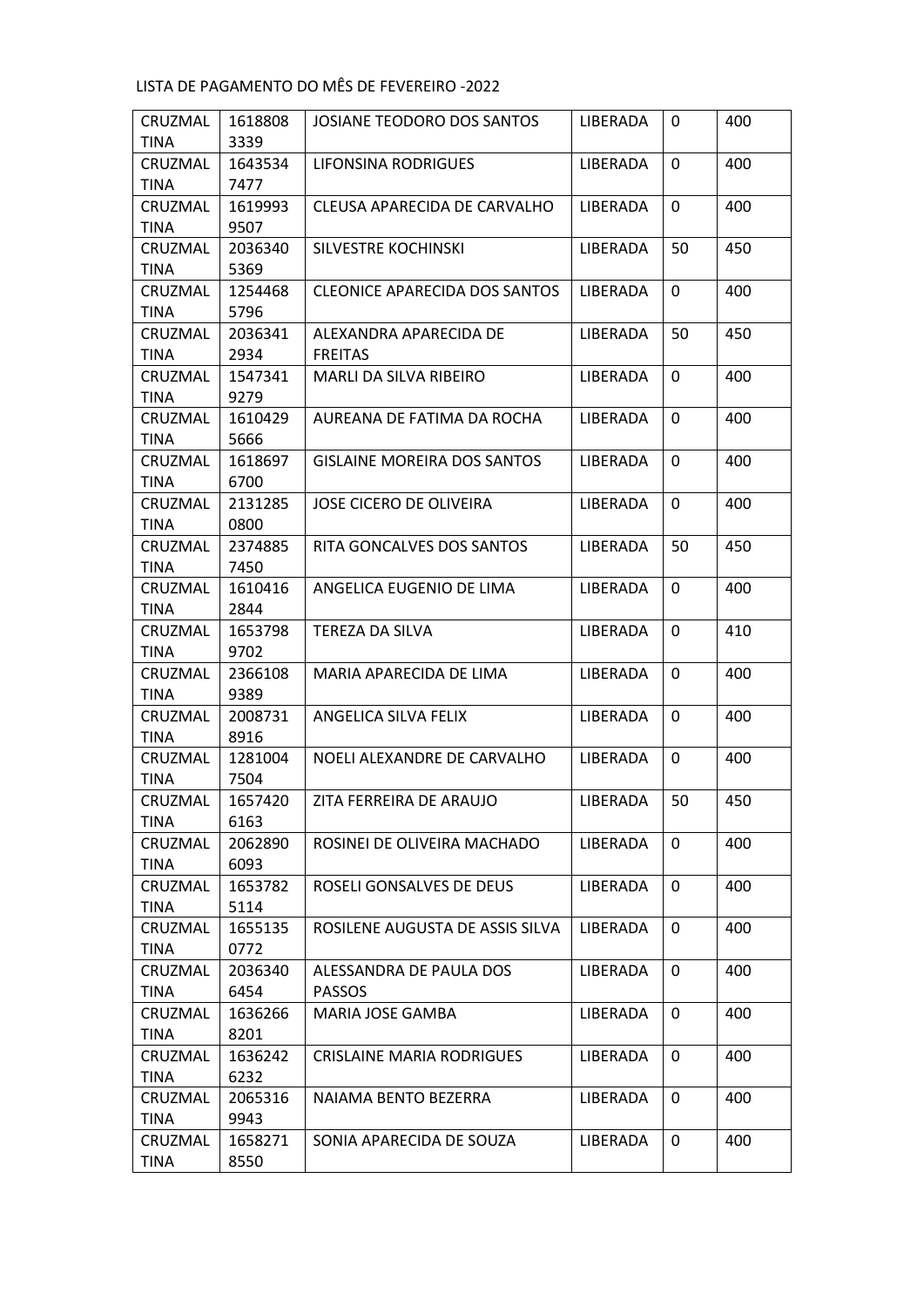LISTA DE PAGAMENTO DO MÊS DE FEVEREIRO -2022

| | | | | | |
|---|---|---|---|---|---|
| CRUZMALTINA | 16188083339 | JOSIANE TEODORO DOS SANTOS | LIBERADA | 0 | 400 |
| CRUZMALTINA | 16435347477 | LIFONSINA RODRIGUES | LIBERADA | 0 | 400 |
| CRUZMALTINA | 16199939507 | CLEUSA APARECIDA DE CARVALHO | LIBERADA | 0 | 400 |
| CRUZMALTINA | 20363405369 | SILVESTRE KOCHINSKI | LIBERADA | 50 | 450 |
| CRUZMALTINA | 12544685796 | CLEONICE APARECIDA DOS SANTOS | LIBERADA | 0 | 400 |
| CRUZMALTINA | 20363412934 | ALEXANDRA APARECIDA DE FREITAS | LIBERADA | 50 | 450 |
| CRUZMALTINA | 15473419279 | MARLI DA SILVA RIBEIRO | LIBERADA | 0 | 400 |
| CRUZMALTINA | 16104295666 | AUREANA DE FATIMA DA ROCHA | LIBERADA | 0 | 400 |
| CRUZMALTINA | 16186976700 | GISLAINE MOREIRA DOS SANTOS | LIBERADA | 0 | 400 |
| CRUZMALTINA | 21312850800 | JOSE CICERO DE OLIVEIRA | LIBERADA | 0 | 400 |
| CRUZMALTINA | 23748857450 | RITA GONCALVES DOS SANTOS | LIBERADA | 50 | 450 |
| CRUZMALTINA | 16104162844 | ANGELICA EUGENIO DE LIMA | LIBERADA | 0 | 400 |
| CRUZMALTINA | 16537989702 | TEREZA DA SILVA | LIBERADA | 0 | 410 |
| CRUZMALTINA | 23661089389 | MARIA APARECIDA DE LIMA | LIBERADA | 0 | 400 |
| CRUZMALTINA | 20087318916 | ANGELICA SILVA FELIX | LIBERADA | 0 | 400 |
| CRUZMALTINA | 12810047504 | NOELI ALEXANDRE DE CARVALHO | LIBERADA | 0 | 400 |
| CRUZMALTINA | 16574206163 | ZITA FERREIRA DE ARAUJO | LIBERADA | 50 | 450 |
| CRUZMALTINA | 20628906093 | ROSINEI DE OLIVEIRA MACHADO | LIBERADA | 0 | 400 |
| CRUZMALTINA | 16537825114 | ROSELI GONSALVES DE DEUS | LIBERADA | 0 | 400 |
| CRUZMALTINA | 16551350772 | ROSILENE AUGUSTA DE ASSIS SILVA | LIBERADA | 0 | 400 |
| CRUZMALTINA | 20363406454 | ALESSANDRA DE PAULA DOS PASSOS | LIBERADA | 0 | 400 |
| CRUZMALTINA | 16362668201 | MARIA JOSE GAMBA | LIBERADA | 0 | 400 |
| CRUZMALTINA | 16362426232 | CRISLAINE MARIA RODRIGUES | LIBERADA | 0 | 400 |
| CRUZMALTINA | 20653169943 | NAIAMA BENTO BEZERRA | LIBERADA | 0 | 400 |
| CRUZMALTINA | 16582718550 | SONIA APARECIDA DE SOUZA | LIBERADA | 0 | 400 |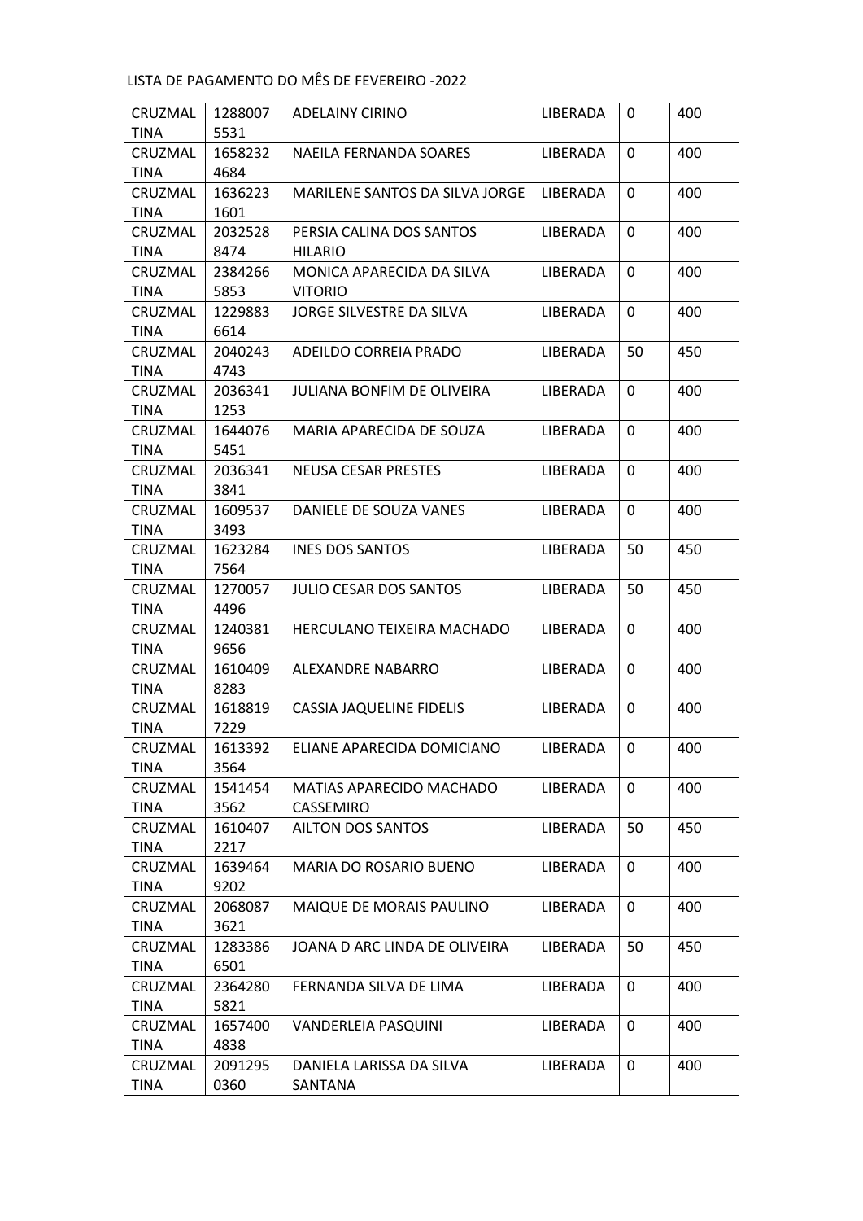LISTA DE PAGAMENTO DO MÊS DE FEVEREIRO -2022

| | | | | | |
|---|---|---|---|---|---|
| CRUZMALTINA | 12880075531 | ADELAINY CIRINO | LIBERADA | 0 | 400 |
| CRUZMALTINA | 16582324684 | NAEILA FERNANDA SOARES | LIBERADA | 0 | 400 |
| CRUZMALTINA | 16362231601 | MARILENE SANTOS DA SILVA JORGE | LIBERADA | 0 | 400 |
| CRUZMALTINA | 20325288474 | PERSIA CALINA DOS SANTOS HILARIO | LIBERADA | 0 | 400 |
| CRUZMALTINA | 23842665853 | MONICA APARECIDA DA SILVA VITORIO | LIBERADA | 0 | 400 |
| CRUZMALTINA | 12298836614 | JORGE SILVESTRE DA SILVA | LIBERADA | 0 | 400 |
| CRUZMALTINA | 20402434743 | ADEILDO CORREIA PRADO | LIBERADA | 50 | 450 |
| CRUZMALTINA | 20363411253 | JULIANA BONFIM DE OLIVEIRA | LIBERADA | 0 | 400 |
| CRUZMALTINA | 16440765451 | MARIA APARECIDA DE SOUZA | LIBERADA | 0 | 400 |
| CRUZMALTINA | 20363413841 | NEUSA CESAR PRESTES | LIBERADA | 0 | 400 |
| CRUZMALTINA | 16095373493 | DANIELE DE SOUZA VANES | LIBERADA | 0 | 400 |
| CRUZMALTINA | 16232847564 | INES DOS SANTOS | LIBERADA | 50 | 450 |
| CRUZMALTINA | 12700574496 | JULIO CESAR DOS SANTOS | LIBERADA | 50 | 450 |
| CRUZMALTINA | 12403819656 | HERCULANO TEIXEIRA MACHADO | LIBERADA | 0 | 400 |
| CRUZMALTINA | 16104098283 | ALEXANDRE NABARRO | LIBERADA | 0 | 400 |
| CRUZMALTINA | 16188197229 | CASSIA JAQUELINE FIDELIS | LIBERADA | 0 | 400 |
| CRUZMALTINA | 16133923564 | ELIANE APARECIDA DOMICIANO | LIBERADA | 0 | 400 |
| CRUZMALTINA | 15414543562 | MATIAS APARECIDO MACHADO CASSEMIRO | LIBERADA | 0 | 400 |
| CRUZMALTINA | 16104072217 | AILTON DOS SANTOS | LIBERADA | 50 | 450 |
| CRUZMALTINA | 16394649202 | MARIA DO ROSARIO BUENO | LIBERADA | 0 | 400 |
| CRUZMALTINA | 20680873621 | MAIQUE DE MORAIS PAULINO | LIBERADA | 0 | 400 |
| CRUZMALTINA | 12833866501 | JOANA D ARC LINDA DE OLIVEIRA | LIBERADA | 50 | 450 |
| CRUZMALTINA | 23642805821 | FERNANDA SILVA DE LIMA | LIBERADA | 0 | 400 |
| CRUZMALTINA | 16574004838 | VANDERLEIA PASQUINI | LIBERADA | 0 | 400 |
| CRUZMALTINA | 20912950360 | DANIELA LARISSA DA SILVA SANTANA | LIBERADA | 0 | 400 |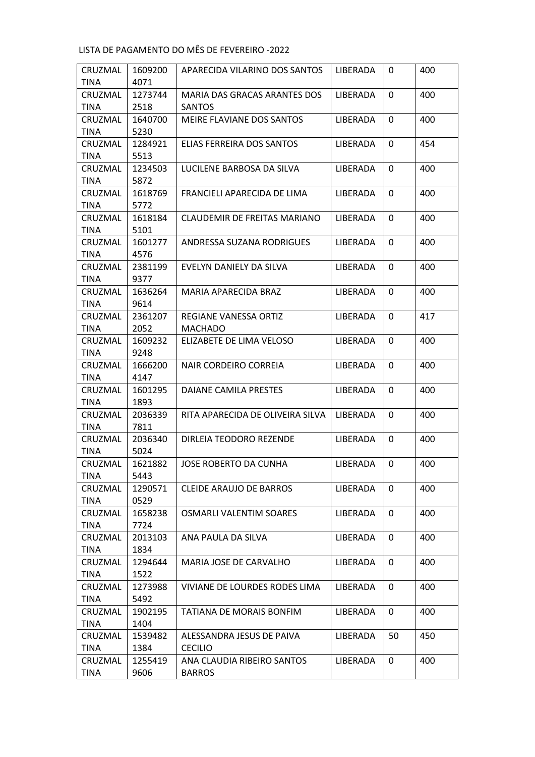LISTA DE PAGAMENTO DO MÊS DE FEVEREIRO -2022

| | | | | | |
|---|---|---|---|---|---|
| CRUZMALTINA | 16092004071 | APARECIDA VILARINO DOS SANTOS | LIBERADA | 0 | 400 |
| CRUZMALTINA | 12737442518 | MARIA DAS GRACAS ARANTES DOS SANTOS | LIBERADA | 0 | 400 |
| CRUZMALTINA | 16407005230 | MEIRE FLAVIANE DOS SANTOS | LIBERADA | 0 | 400 |
| CRUZMALTINA | 12849215513 | ELIAS FERREIRA DOS SANTOS | LIBERADA | 0 | 454 |
| CRUZMALTINA | 12345035872 | LUCILENE BARBOSA DA SILVA | LIBERADA | 0 | 400 |
| CRUZMALTINA | 16187695772 | FRANCIELI APARECIDA DE LIMA | LIBERADA | 0 | 400 |
| CRUZMALTINA | 16181845101 | CLAUDEMIR DE FREITAS MARIANO | LIBERADA | 0 | 400 |
| CRUZMALTINA | 16012774576 | ANDRESSA SUZANA RODRIGUES | LIBERADA | 0 | 400 |
| CRUZMALTINA | 23811999377 | EVELYN DANIELY DA SILVA | LIBERADA | 0 | 400 |
| CRUZMALTINA | 16362649614 | MARIA APARECIDA BRAZ | LIBERADA | 0 | 400 |
| CRUZMALTINA | 23612072052 | REGIANE VANESSA ORTIZ MACHADO | LIBERADA | 0 | 417 |
| CRUZMALTINA | 16092329248 | ELIZABETE DE LIMA VELOSO | LIBERADA | 0 | 400 |
| CRUZMALTINA | 16662004147 | NAIR CORDEIRO CORREIA | LIBERADA | 0 | 400 |
| CRUZMALTINA | 16012951893 | DAIANE CAMILA PRESTES | LIBERADA | 0 | 400 |
| CRUZMALTINA | 20363397811 | RITA APARECIDA DE OLIVEIRA SILVA | LIBERADA | 0 | 400 |
| CRUZMALTINA | 20363405024 | DIRLEIA TEODORO REZENDE | LIBERADA | 0 | 400 |
| CRUZMALTINA | 16218825443 | JOSE ROBERTO DA CUNHA | LIBERADA | 0 | 400 |
| CRUZMALTINA | 12905710529 | CLEIDE ARAUJO DE BARROS | LIBERADA | 0 | 400 |
| CRUZMALTINA | 16582387724 | OSMARLI VALENTIM SOARES | LIBERADA | 0 | 400 |
| CRUZMALTINA | 20131031834 | ANA PAULA DA SILVA | LIBERADA | 0 | 400 |
| CRUZMALTINA | 12946441522 | MARIA JOSE DE CARVALHO | LIBERADA | 0 | 400 |
| CRUZMALTINA | 12739885492 | VIVIANE DE LOURDES RODES LIMA | LIBERADA | 0 | 400 |
| CRUZMALTINA | 19021951404 | TATIANA DE MORAIS BONFIM | LIBERADA | 0 | 400 |
| CRUZMALTINA | 15394821384 | ALESSANDRA JESUS DE PAIVA CECILIO | LIBERADA | 50 | 450 |
| CRUZMALTINA | 12554199606 | ANA CLAUDIA RIBEIRO SANTOS BARROS | LIBERADA | 0 | 400 |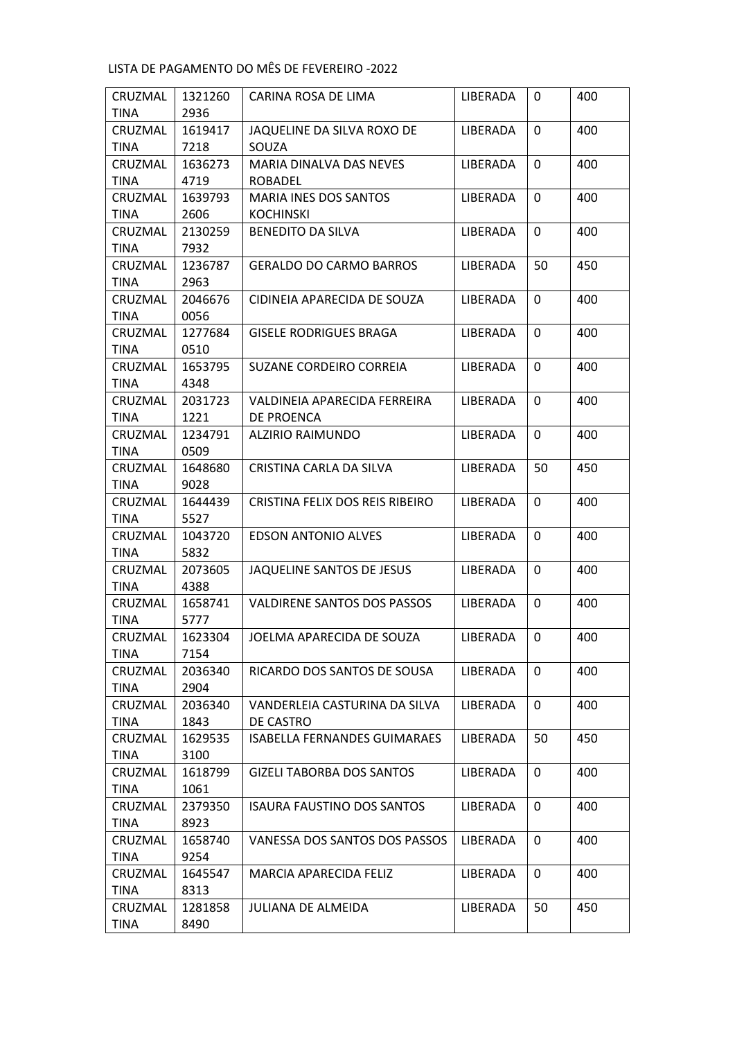LISTA DE PAGAMENTO DO MÊS DE FEVEREIRO -2022

| | | | | | |
|---|---|---|---|---|---|
| CRUZMALTINA | 13212602936 | CARINA ROSA DE LIMA | LIBERADA | 0 | 400 |
| CRUZMALTINA | 16194177218 | JAQUELINE DA SILVA ROXO DE SOUZA | LIBERADA | 0 | 400 |
| CRUZMALTINA | 16362734719 | MARIA DINALVA DAS NEVES ROBADEL | LIBERADA | 0 | 400 |
| CRUZMALTINA | 16397932606 | MARIA INES DOS SANTOS KOCHINSKI | LIBERADA | 0 | 400 |
| CRUZMALTINA | 21302597932 | BENEDITO DA SILVA | LIBERADA | 0 | 400 |
| CRUZMALTINA | 12367872963 | GERALDO DO CARMO BARROS | LIBERADA | 50 | 450 |
| CRUZMALTINA | 20466760056 | CIDINEIA APARECIDA DE SOUZA | LIBERADA | 0 | 400 |
| CRUZMALTINA | 12776840510 | GISELE RODRIGUES BRAGA | LIBERADA | 0 | 400 |
| CRUZMALTINA | 16537954348 | SUZANE CORDEIRO CORREIA | LIBERADA | 0 | 400 |
| CRUZMALTINA | 20317231221 | VALDINEIA APARECIDA FERREIRA DE PROENCA | LIBERADA | 0 | 400 |
| CRUZMALTINA | 12347910509 | ALZIRIO RAIMUNDO | LIBERADA | 0 | 400 |
| CRUZMALTINA | 16486809028 | CRISTINA CARLA DA SILVA | LIBERADA | 50 | 450 |
| CRUZMALTINA | 16444395527 | CRISTINA FELIX DOS REIS RIBEIRO | LIBERADA | 0 | 400 |
| CRUZMALTINA | 10437205832 | EDSON ANTONIO ALVES | LIBERADA | 0 | 400 |
| CRUZMALTINA | 20736054388 | JAQUELINE SANTOS DE JESUS | LIBERADA | 0 | 400 |
| CRUZMALTINA | 16587415777 | VALDIRENE SANTOS DOS PASSOS | LIBERADA | 0 | 400 |
| CRUZMALTINA | 16233047154 | JOELMA APARECIDA DE SOUZA | LIBERADA | 0 | 400 |
| CRUZMALTINA | 20363402904 | RICARDO DOS SANTOS DE SOUSA | LIBERADA | 0 | 400 |
| CRUZMALTINA | 20363401843 | VANDERLEIA CASTURINA DA SILVA DE CASTRO | LIBERADA | 0 | 400 |
| CRUZMALTINA | 16295353100 | ISABELLA FERNANDES GUIMARAES | LIBERADA | 50 | 450 |
| CRUZMALTINA | 16187991061 | GIZELI TABORBA DOS SANTOS | LIBERADA | 0 | 400 |
| CRUZMALTINA | 23793508923 | ISAURA FAUSTINO DOS SANTOS | LIBERADA | 0 | 400 |
| CRUZMALTINA | 16587409254 | VANESSA DOS SANTOS DOS PASSOS | LIBERADA | 0 | 400 |
| CRUZMALTINA | 16455478313 | MARCIA APARECIDA FELIZ | LIBERADA | 0 | 400 |
| CRUZMALTINA | 12818588490 | JULIANA DE ALMEIDA | LIBERADA | 50 | 450 |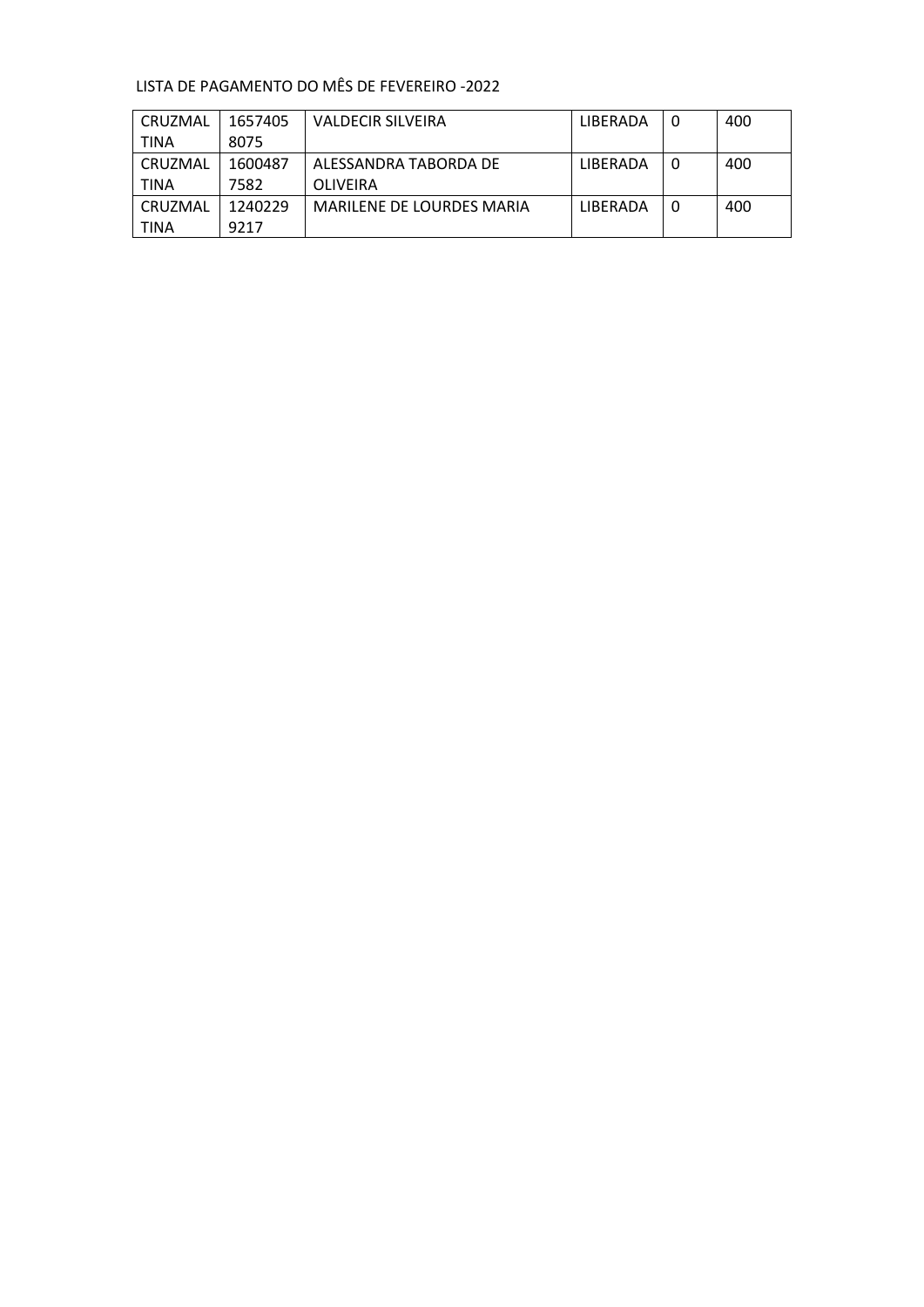LISTA DE PAGAMENTO DO MÊS DE FEVEREIRO -2022

| | | | | | |
|---|---|---|---|---|---|
| CRUZMAL TINA | 16574058075 | VALDECIR SILVEIRA | LIBERADA | 0 | 400 |
| CRUZMAL TINA | 16004877582 | ALESSANDRA TABORDA DE OLIVEIRA | LIBERADA | 0 | 400 |
| CRUZMAL TINA | 12402299217 | MARILENE DE LOURDES MARIA | LIBERADA | 0 | 400 |